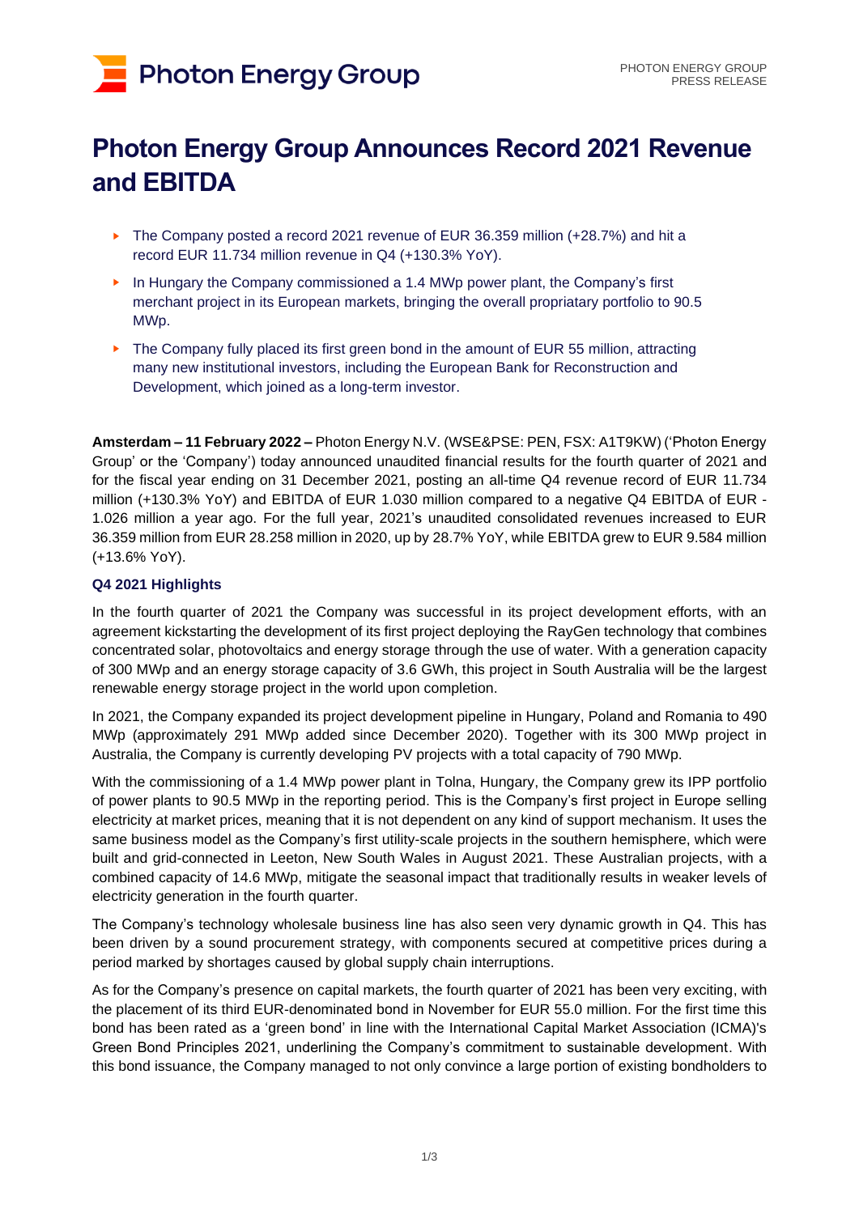# Photon Energy Group Announces Record 2021 Revenue and EBITDA

- The Company posted a record 2021 revenue of EUR 36.359 million (+28.7%) and hit a record EUR 11.734 million revenue in Q4 (+130.3% YoY).
- In Hungary the Company commissioned a 1.4 MWp power plant, the Company's first merchant project in its European markets, bringing the overall propriatary portfolio to 90.5 MWp.
- The Company fully placed its first green bond in the amount of EUR 55 million, attracting many new institutional investors, including the European Bank for Reconstruction and Development, which joined as a long-term investor.

**Amsterdam – 11 February 2022 –** Photon Energy N.V. (WSE&PSE: PEN, FSX: A1T9KW) ('Photon Energy Group' or the 'Company') today announced unaudited financial results for the fourth quarter of 2021 and for the fiscal year ending on 31 December 2021, posting an all-time Q4 revenue record of EUR 11.734 million (+130.3% YoY) and EBITDA of EUR 1.030 million compared to a negative Q4 EBITDA of EUR -1.026 million a year ago. For the full year, 2021's unaudited consolidated revenues increased to EUR 36.359 million from EUR 28.258 million in 2020, up by 28.7% YoY, while EBITDA grew to EUR 9.584 million (+13.6% YoY).

### Q4 2021 Highlights

In the fourth quarter of 2021 the Company was successful in its project development efforts, with an agreement kickstarting the development of its first project deploying the RayGen technology that combines concentrated solar, photovoltaics and energy storage through the use of water. With a generation capacity of 300 MWp and an energy storage capacity of 3.6 GWh, this project in South Australia will be the largest renewable energy storage project in the world upon completion.

In 2021, the Company expanded its project development pipeline in Hungary, Poland and Romania to 490 MWp (approximately 291 MWp added since December 2020). Together with its 300 MWp project in Australia, the Company is currently developing PV projects with a total capacity of 790 MWp.

With the commissioning of a 1.4 MWp power plant in Tolna, Hungary, the Company grew its IPP portfolio of power plants to 90.5 MWp in the reporting period. This is the Company's first project in Europe selling electricity at market prices, meaning that it is not dependent on any kind of support mechanism. It uses the same business model as the Company's first utility-scale projects in the southern hemisphere, which were built and grid-connected in Leeton, New South Wales in August 2021. These Australian projects, with a combined capacity of 14.6 MWp, mitigate the seasonal impact that traditionally results in weaker levels of electricity generation in the fourth quarter.

The Company's technology wholesale business line has also seen very dynamic growth in Q4. This has been driven by a sound procurement strategy, with components secured at competitive prices during a period marked by shortages caused by global supply chain interruptions.

As for the Company's presence on capital markets, the fourth quarter of 2021 has been very exciting, with the placement of its third EUR-denominated bond in November for EUR 55.0 million. For the first time this bond has been rated as a 'green bond' in line with the International Capital Market Association (ICMA)'s Green Bond Principles 2021, underlining the Company's commitment to sustainable development. With this bond issuance, the Company managed to not only convince a large portion of existing bondholders to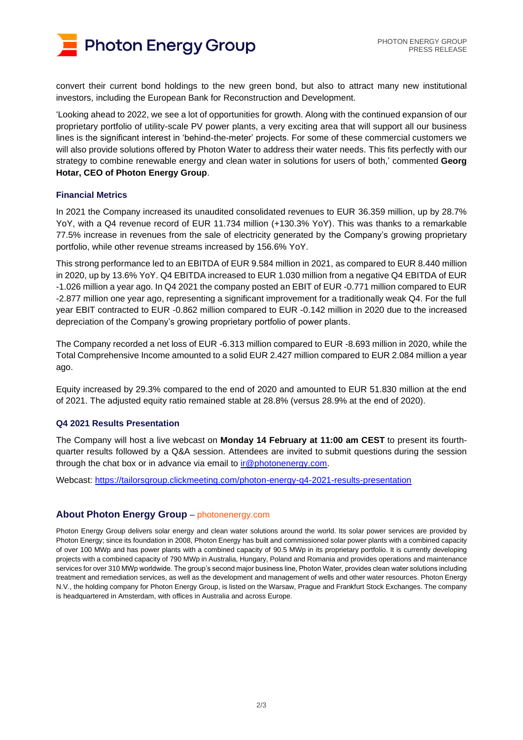convert their current bond holdings to the new green bond, but also to attract many new institutional investors, including the European Bank for Reconstruction and Development.

'Looking ahead to 2022, we see a lot of opportunities for growth. Along with the continued expansion of our proprietary portfolio of utility-scale PV power plants, a very exciting area that will support all our business lines is the significant interest in 'behind-the-meter' projects. For some of these commercial customers we will also provide solutions offered by Photon Water to address their water needs. This fits perfectly with our strategy to combine renewable energy and clean water in solutions for users of both,' commented **Georg Hotar, CEO of Photon Energy Group**.

### Financial Metrics

In 2021 the Company increased its unaudited consolidated revenues to EUR 36.359 million, up by 28.7% YoY, with a Q4 revenue record of EUR 11.734 million (+130.3% YoY). This was thanks to a remarkable 77.5% increase in revenues from the sale of electricity generated by the Company's growing proprietary portfolio, while other revenue streams increased by 156.6% YoY.

This strong performance led to an EBITDA of EUR 9.584 million in 2021, as compared to EUR 8.440 million in 2020, up by 13.6% YoY. Q4 EBITDA increased to EUR 1.030 million from a negative Q4 EBITDA of EUR -1.026 million a year ago. In Q4 2021 the company posted an EBIT of EUR -0.771 million compared to EUR -2.877 million one year ago, representing a significant improvement for a traditionally weak Q4. For the full year EBIT contracted to EUR -0.862 million compared to EUR -0.142 million in 2020 due to the increased depreciation of the Company's growing proprietary portfolio of power plants.

The Company recorded a net loss of EUR -6.313 million compared to EUR -8.693 million in 2020, while the Total Comprehensive Income amounted to a solid EUR 2.427 million compared to EUR 2.084 million a year ago.

Equity increased by 29.3% compared to the end of 2020 and amounted to EUR 51.830 million at the end of 2021. The adjusted equity ratio remained stable at 28.8% (versus 28.9% at the end of 2020).

### Q4 2021 Results Presentation

The Company will host a live webcast on **Monday 14 February at 11:00 am CEST** to present its fourth-quarter results followed by a Q&A session. Attendees are invited to submit questions during the session through the chat box or in advance via email to ir@photonenergy.com.

Webcast: https://tailorsgroup.clickmeeting.com/photon-energy-q4-2021-results-presentation

## About Photon Energy Group – photonenergy.com

Photon Energy Group delivers solar energy and clean water solutions around the world. Its solar power services are provided by Photon Energy; since its foundation in 2008, Photon Energy has built and commissioned solar power plants with a combined capacity of over 100 MWp and has power plants with a combined capacity of 90.5 MWp in its proprietary portfolio. It is currently developing projects with a combined capacity of 790 MWp in Australia, Hungary, Poland and Romania and provides operations and maintenance services for over 310 MWp worldwide. The group's second major business line, Photon Water, provides clean water solutions including treatment and remediation services, as well as the development and management of wells and other water resources. Photon Energy N.V., the holding company for Photon Energy Group, is listed on the Warsaw, Prague and Frankfurt Stock Exchanges. The company is headquartered in Amsterdam, with offices in Australia and across Europe.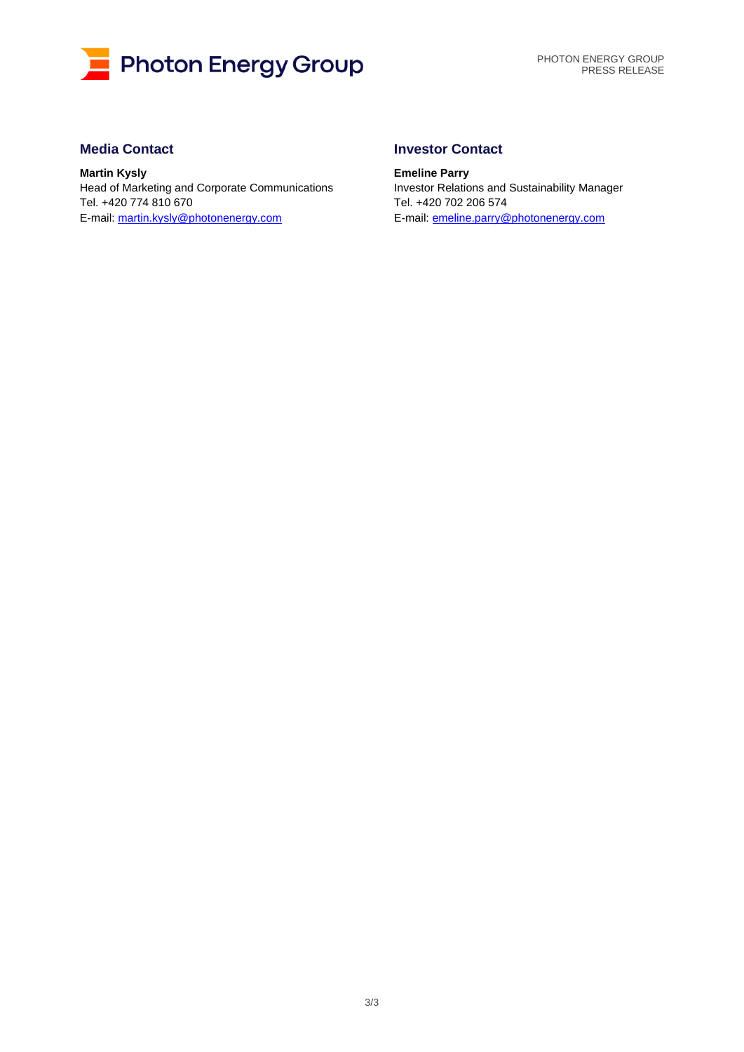## Media Contact

**Martin Kysly**
Head of Marketing and Corporate Communications
Tel. +420 774 810 670
E-mail: martin.kysly@photonenergy.com

## Investor Contact

**Emeline Parry**
Investor Relations and Sustainability Manager
Tel. +420 702 206 574
E-mail: emeline.parry@photonenergy.com